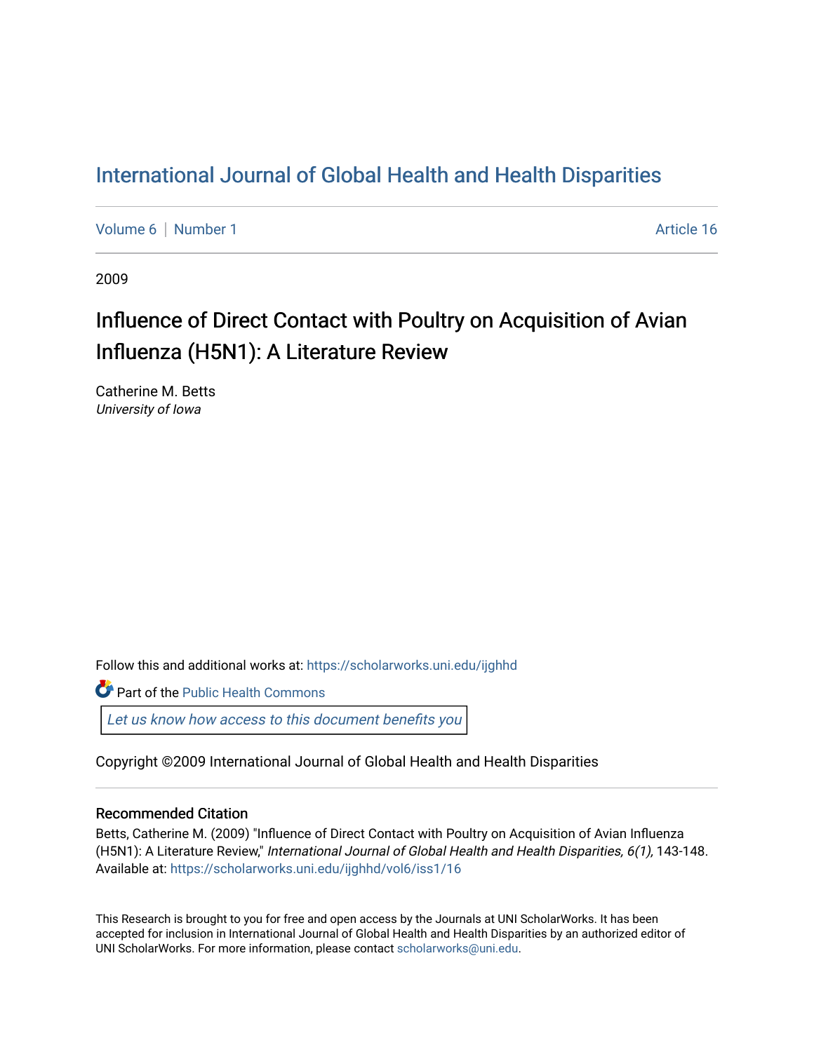# International Journal of Global Health and Health Disparities

Volume 6 | Number 1 Article 16

2009

## Influence of Direct Contact with Poultry on Acquisition of Avian Influenza (H5N1): A Literature Review

Catherine M. Betts
*University of Iowa*

Follow this and additional works at: https://scholarworks.uni.edu/ijghhd

Part of the Public Health Commons

*Let us know how access to this document benefits you*

Copyright ©2009 International Journal of Global Health and Health Disparities

### Recommended Citation

Betts, Catherine M. (2009) "Influence of Direct Contact with Poultry on Acquisition of Avian Influenza (H5N1): A Literature Review," *International Journal of Global Health and Health Disparities, 6(1),* 143-148.
Available at: https://scholarworks.uni.edu/ijghhd/vol6/iss1/16

This Research is brought to you for free and open access by the Journals at UNI ScholarWorks. It has been accepted for inclusion in International Journal of Global Health and Health Disparities by an authorized editor of UNI ScholarWorks. For more information, please contact scholarworks@uni.edu.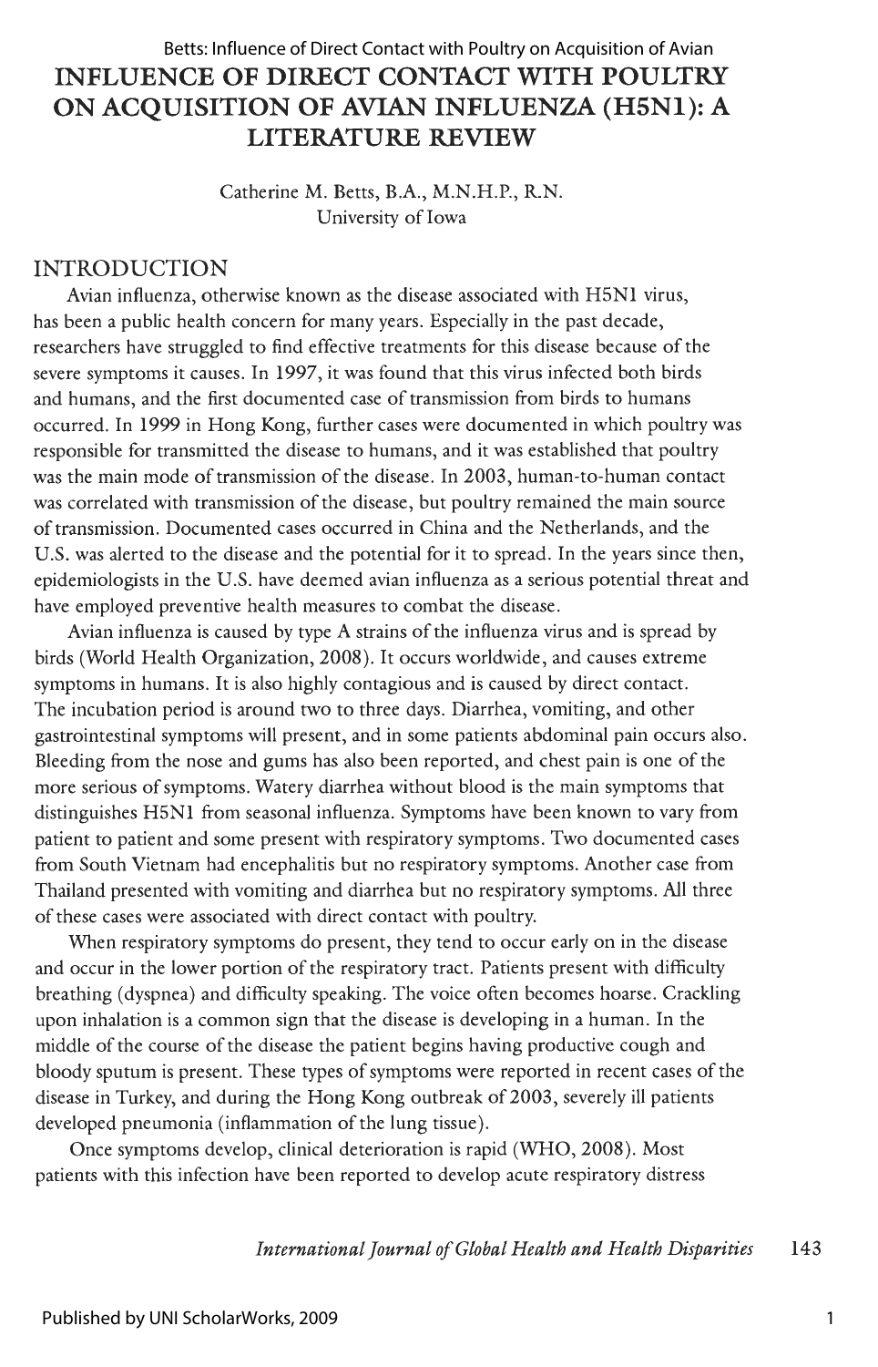# INFLUENCE OF DIRECT CONTACT WITH POULTRY ON ACQUISITION OF AVIAN INFLUENZA (H5N1): A LITERATURE REVIEW

Catherine M. Betts, B.A., M.N.H.P., R.N.
University of Iowa

## INTRODUCTION

Avian influenza, otherwise known as the disease associated with H5N1 virus, has been a public health concern for many years. Especially in the past decade, researchers have struggled to find effective treatments for this disease because of the severe symptoms it causes. In 1997, it was found that this virus infected both birds and humans, and the first documented case of transmission from birds to humans occurred. In 1999 in Hong Kong, further cases were documented in which poultry was responsible for transmitted the disease to humans, and it was established that poultry was the main mode of transmission of the disease. In 2003, human-to-human contact was correlated with transmission of the disease, but poultry remained the main source of transmission. Documented cases occurred in China and the Netherlands, and the U.S. was alerted to the disease and the potential for it to spread. In the years since then, epidemiologists in the U.S. have deemed avian influenza as a serious potential threat and have employed preventive health measures to combat the disease.

Avian influenza is caused by type A strains of the influenza virus and is spread by birds (World Health Organization, 2008). It occurs worldwide, and causes extreme symptoms in humans. It is also highly contagious and is caused by direct contact. The incubation period is around two to three days. Diarrhea, vomiting, and other gastrointestinal symptoms will present, and in some patients abdominal pain occurs also. Bleeding from the nose and gums has also been reported, and chest pain is one of the more serious of symptoms. Watery diarrhea without blood is the main symptoms that distinguishes H5N1 from seasonal influenza. Symptoms have been known to vary from patient to patient and some present with respiratory symptoms. Two documented cases from South Vietnam had encephalitis but no respiratory symptoms. Another case from Thailand presented with vomiting and diarrhea but no respiratory symptoms. All three of these cases were associated with direct contact with poultry.

When respiratory symptoms do present, they tend to occur early on in the disease and occur in the lower portion of the respiratory tract. Patients present with difficulty breathing (dyspnea) and difficulty speaking. The voice often becomes hoarse. Crackling upon inhalation is a common sign that the disease is developing in a human. In the middle of the course of the disease the patient begins having productive cough and bloody sputum is present. These types of symptoms were reported in recent cases of the disease in Turkey, and during the Hong Kong outbreak of 2003, severely ill patients developed pneumonia (inflammation of the lung tissue).

Once symptoms develop, clinical deterioration is rapid (WHO, 2008). Most patients with this infection have been reported to develop acute respiratory distress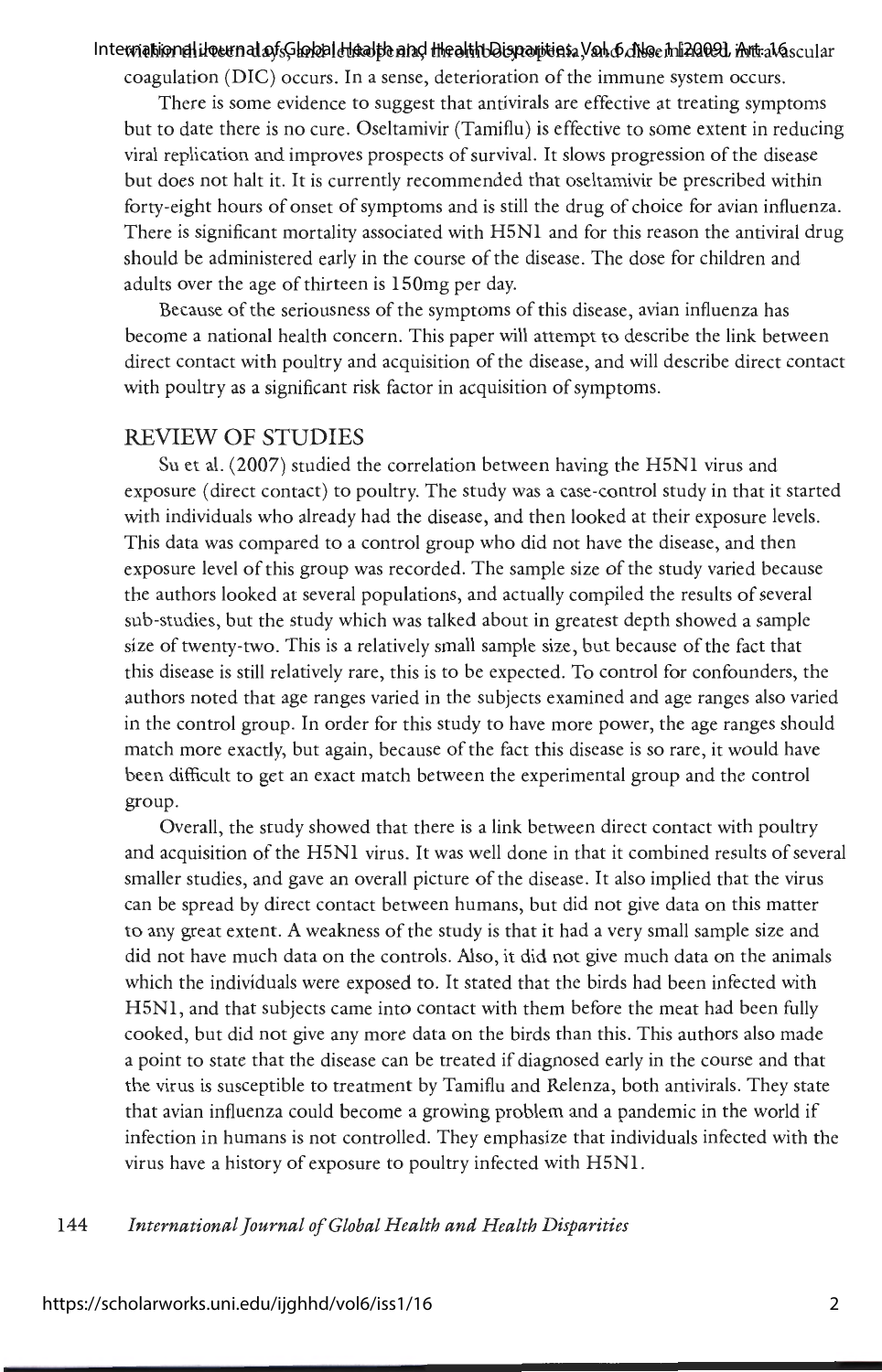within three days, and leukopenia, thrombocytopenia, and disseminated intravascular coagulation (DIC) occurs. In a sense, deterioration of the immune system occurs.

There is some evidence to suggest that antivirals are effective at treating symptoms but to date there is no cure. Oseltamivir (Tamiflu) is effective to some extent in reducing viral replication and improves prospects of survival. It slows progression of the disease but does not halt it. It is currently recommended that oseltamivir be prescribed within forty-eight hours of onset of symptoms and is still the drug of choice for avian influenza. There is significant mortality associated with H5N1 and for this reason the antiviral drug should be administered early in the course of the disease. The dose for children and adults over the age of thirteen is 150mg per day.

Because of the seriousness of the symptoms of this disease, avian influenza has become a national health concern. This paper will attempt to describe the link between direct contact with poultry and acquisition of the disease, and will describe direct contact with poultry as a significant risk factor in acquisition of symptoms.

## REVIEW OF STUDIES

Su et al. (2007) studied the correlation between having the H5N1 virus and exposure (direct contact) to poultry. The study was a case-control study in that it started with individuals who already had the disease, and then looked at their exposure levels. This data was compared to a control group who did not have the disease, and then exposure level of this group was recorded. The sample size of the study varied because the authors looked at several populations, and actually compiled the results of several sub-studies, but the study which was talked about in greatest depth showed a sample size of twenty-two. This is a relatively small sample size, but because of the fact that this disease is still relatively rare, this is to be expected. To control for confounders, the authors noted that age ranges varied in the subjects examined and age ranges also varied in the control group. In order for this study to have more power, the age ranges should match more exactly, but again, because of the fact this disease is so rare, it would have been difficult to get an exact match between the experimental group and the control group.

Overall, the study showed that there is a link between direct contact with poultry and acquisition of the H5N1 virus. It was well done in that it combined results of several smaller studies, and gave an overall picture of the disease. It also implied that the virus can be spread by direct contact between humans, but did not give data on this matter to any great extent. A weakness of the study is that it had a very small sample size and did not have much data on the controls. Also, it did not give much data on the animals which the individuals were exposed to. It stated that the birds had been infected with H5N1, and that subjects came into contact with them before the meat had been fully cooked, but did not give any more data on the birds than this. This authors also made a point to state that the disease can be treated if diagnosed early in the course and that the virus is susceptible to treatment by Tamiflu and Relenza, both antivirals. They state that avian influenza could become a growing problem and a pandemic in the world if infection in humans is not controlled. They emphasize that individuals infected with the virus have a history of exposure to poultry infected with H5N1.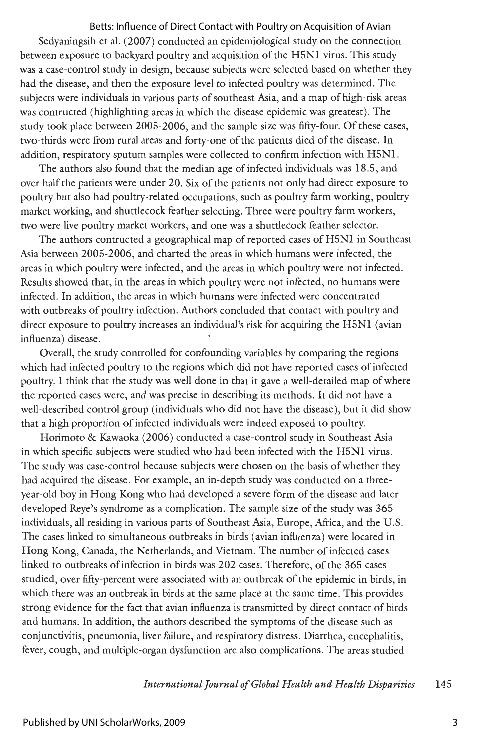Sedyaningsih et al. (2007) conducted an epidemiological study on the connection between exposure to backyard poultry and acquisition of the H5N1 virus. This study was a case-control study in design, because subjects were selected based on whether they had the disease, and then the exposure level to infected poultry was determined. The subjects were individuals in various parts of southeast Asia, and a map of high-risk areas was contructed (highlighting areas in which the disease epidemic was greatest). The study took place between 2005-2006, and the sample size was fifty-four. Of these cases, two-thirds were from rural areas and forty-one of the patients died of the disease. In addition, respiratory sputum samples were collected to confirm infection with H5N1.

The authors also found that the median age of infected individuals was 18.5, and over half the patients were under 20. Six of the patients not only had direct exposure to poultry but also had poultry-related occupations, such as poultry farm working, poultry market working, and shuttlecock feather selecting. Three were poultry farm workers, two were live poultry market workers, and one was a shuttlecock feather selector.

The authors contructed a geographical map of reported cases of H5N1 in Southeast Asia between 2005-2006, and charted the areas in which humans were infected, the areas in which poultry were infected, and the areas in which poultry were not infected. Results showed that, in the areas in which poultry were not infected, no humans were infected. In addition, the areas in which humans were infected were concentrated with outbreaks of poultry infection. Authors concluded that contact with poultry and direct exposure to poultry increases an individual's risk for acquiring the H5N1 (avian influenza) disease.

Overall, the study controlled for confounding variables by comparing the regions which had infected poultry to the regions which did not have reported cases of infected poultry. I think that the study was well done in that it gave a well-detailed map of where the reported cases were, and was precise in describing its methods. It did not have a well-described control group (individuals who did not have the disease), but it did show that a high proportion of infected individuals were indeed exposed to poultry.

Horimoto & Kawaoka (2006) conducted a case-control study in Southeast Asia in which specific subjects were studied who had been infected with the H5N1 virus. The study was case-control because subjects were chosen on the basis of whether they had acquired the disease. For example, an in-depth study was conducted on a three-year-old boy in Hong Kong who had developed a severe form of the disease and later developed Reye's syndrome as a complication. The sample size of the study was 365 individuals, all residing in various parts of Southeast Asia, Europe, Africa, and the U.S. The cases linked to simultaneous outbreaks in birds (avian influenza) were located in Hong Kong, Canada, the Netherlands, and Vietnam. The number of infected cases linked to outbreaks of infection in birds was 202 cases. Therefore, of the 365 cases studied, over fifty-percent were associated with an outbreak of the epidemic in birds, in which there was an outbreak in birds at the same place at the same time. This provides strong evidence for the fact that avian influenza is transmitted by direct contact of birds and humans. In addition, the authors described the symptoms of the disease such as conjunctivitis, pneumonia, liver failure, and respiratory distress. Diarrhea, encephalitis, fever, cough, and multiple-organ dysfunction are also complications. The areas studied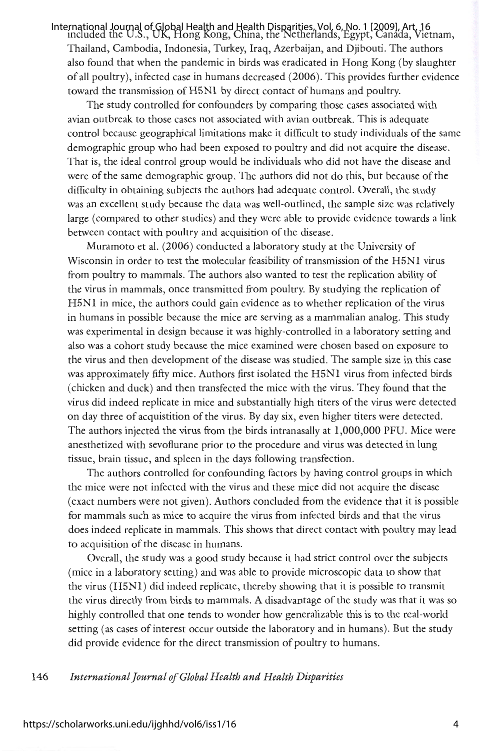included the U.S., UK, Hong Kong, China, the Netherlands, Egypt, Canada, Vietnam, Thailand, Cambodia, Indonesia, Turkey, Iraq, Azerbaijan, and Djibouti. The authors also found that when the pandemic in birds was eradicated in Hong Kong (by slaughter of all poultry), infected case in humans decreased (2006). This provides further evidence toward the transmission of H5N1 by direct contact of humans and poultry.

The study controlled for confounders by comparing those cases associated with avian outbreak to those cases not associated with avian outbreak. This is adequate control because geographical limitations make it difficult to study individuals of the same demographic group who had been exposed to poultry and did not acquire the disease. That is, the ideal control group would be individuals who did not have the disease and were of the same demographic group. The authors did not do this, but because of the difficulty in obtaining subjects the authors had adequate control. Overall, the study was an excellent study because the data was well-outlined, the sample size was relatively large (compared to other studies) and they were able to provide evidence towards a link between contact with poultry and acquisition of the disease.

Muramoto et al. (2006) conducted a laboratory study at the University of Wisconsin in order to test the molecular feasibility of transmission of the H5N1 virus from poultry to mammals. The authors also wanted to test the replication ability of the virus in mammals, once transmitted from poultry. By studying the replication of H5N1 in mice, the authors could gain evidence as to whether replication of the virus in humans in possible because the mice are serving as a mammalian analog. This study was experimental in design because it was highly-controlled in a laboratory setting and also was a cohort study because the mice examined were chosen based on exposure to the virus and then development of the disease was studied. The sample size in this case was approximately fifty mice. Authors first isolated the H5N1 virus from infected birds (chicken and duck) and then transfected the mice with the virus. They found that the virus did indeed replicate in mice and substantially high titers of the virus were detected on day three of acquistition of the virus. By day six, even higher titers were detected. The authors injected the virus from the birds intranasally at 1,000,000 PFU. Mice were anesthetized with sevoflurane prior to the procedure and virus was detected in lung tissue, brain tissue, and spleen in the days following transfection.

The authors controlled for confounding factors by having control groups in which the mice were not infected with the virus and these mice did not acquire the disease (exact numbers were not given). Authors concluded from the evidence that it is possible for mammals such as mice to acquire the virus from infected birds and that the virus does indeed replicate in mammals. This shows that direct contact with poultry may lead to acquisition of the disease in humans.

Overall, the study was a good study because it had strict control over the subjects (mice in a laboratory setting) and was able to provide microscopic data to show that the virus (H5N1) did indeed replicate, thereby showing that it is possible to transmit the virus directly from birds to mammals. A disadvantage of the study was that it was so highly controlled that one tends to wonder how generalizable this is to the real-world setting (as cases of interest occur outside the laboratory and in humans). But the study did provide evidence for the direct transmission of poultry to humans.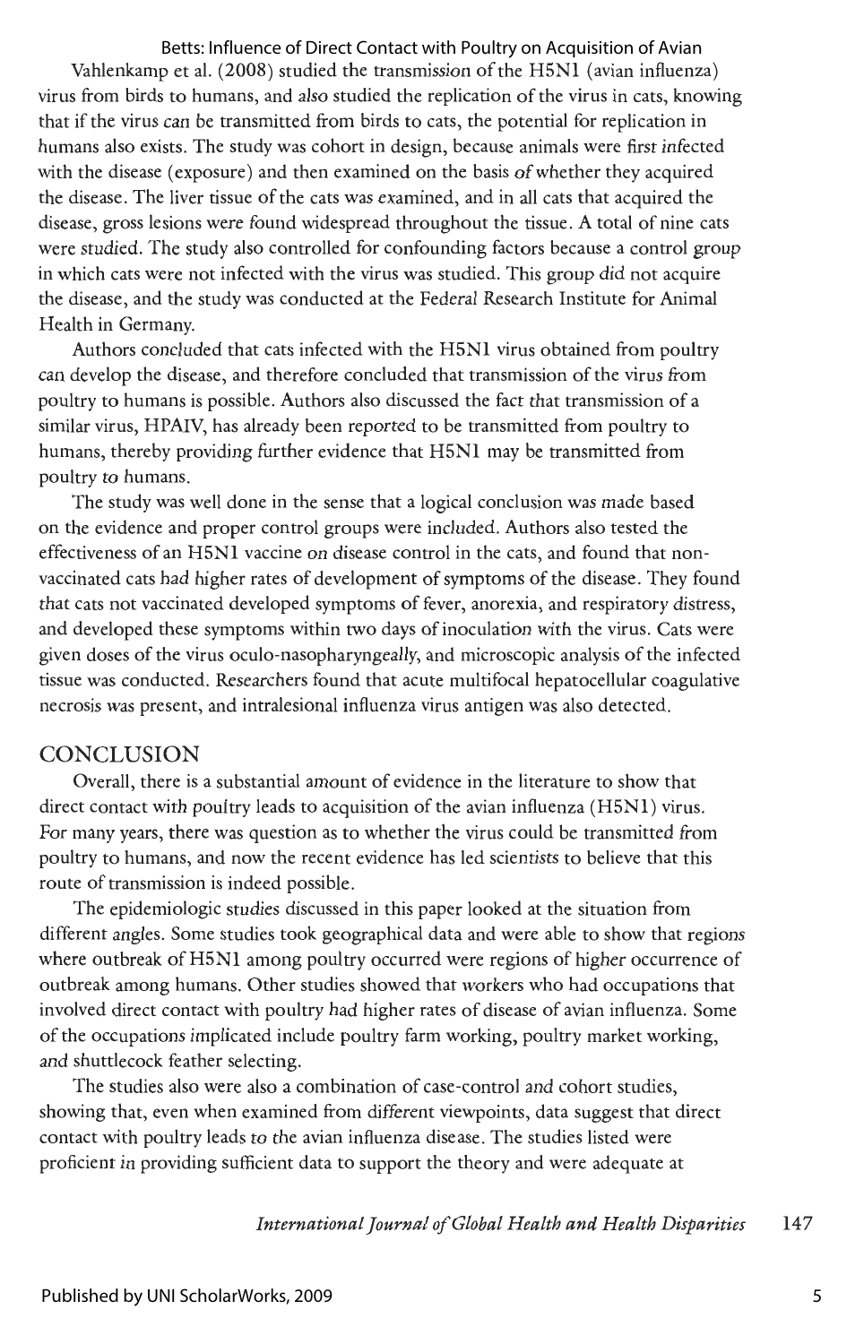Vahlenkamp et al. (2008) studied the transmission of the H5N1 (avian influenza) virus from birds to humans, and also studied the replication of the virus in cats, knowing that if the virus can be transmitted from birds to cats, the potential for replication in humans also exists. The study was cohort in design, because animals were first infected with the disease (exposure) and then examined on the basis of whether they acquired the disease. The liver tissue of the cats was examined, and in all cats that acquired the disease, gross lesions were found widespread throughout the tissue. A total of nine cats were studied. The study also controlled for confounding factors because a control group in which cats were not infected with the virus was studied. This group did not acquire the disease, and the study was conducted at the Federal Research Institute for Animal Health in Germany.

Authors concluded that cats infected with the H5N1 virus obtained from poultry can develop the disease, and therefore concluded that transmission of the virus from poultry to humans is possible. Authors also discussed the fact that transmission of a similar virus, HPAIV, has already been reported to be transmitted from poultry to humans, thereby providing further evidence that H5N1 may be transmitted from poultry to humans.

The study was well done in the sense that a logical conclusion was made based on the evidence and proper control groups were included. Authors also tested the effectiveness of an H5N1 vaccine on disease control in the cats, and found that non-vaccinated cats had higher rates of development of symptoms of the disease. They found that cats not vaccinated developed symptoms of fever, anorexia, and respiratory distress, and developed these symptoms within two days of inoculation with the virus. Cats were given doses of the virus oculo-nasopharyngeally, and microscopic analysis of the infected tissue was conducted. Researchers found that acute multifocal hepatocellular coagulative necrosis was present, and intralesional influenza virus antigen was also detected.

## CONCLUSION

Overall, there is a substantial amount of evidence in the literature to show that direct contact with poultry leads to acquisition of the avian influenza (H5N1) virus. For many years, there was question as to whether the virus could be transmitted from poultry to humans, and now the recent evidence has led scientists to believe that this route of transmission is indeed possible.

The epidemiologic studies discussed in this paper looked at the situation from different angles. Some studies took geographical data and were able to show that regions where outbreak of H5N1 among poultry occurred were regions of higher occurrence of outbreak among humans. Other studies showed that workers who had occupations that involved direct contact with poultry had higher rates of disease of avian influenza. Some of the occupations implicated include poultry farm working, poultry market working, and shuttlecock feather selecting.

The studies also were also a combination of case-control and cohort studies, showing that, even when examined from different viewpoints, data suggest that direct contact with poultry leads to the avian influenza disease. The studies listed were proficient in providing sufficient data to support the theory and were adequate at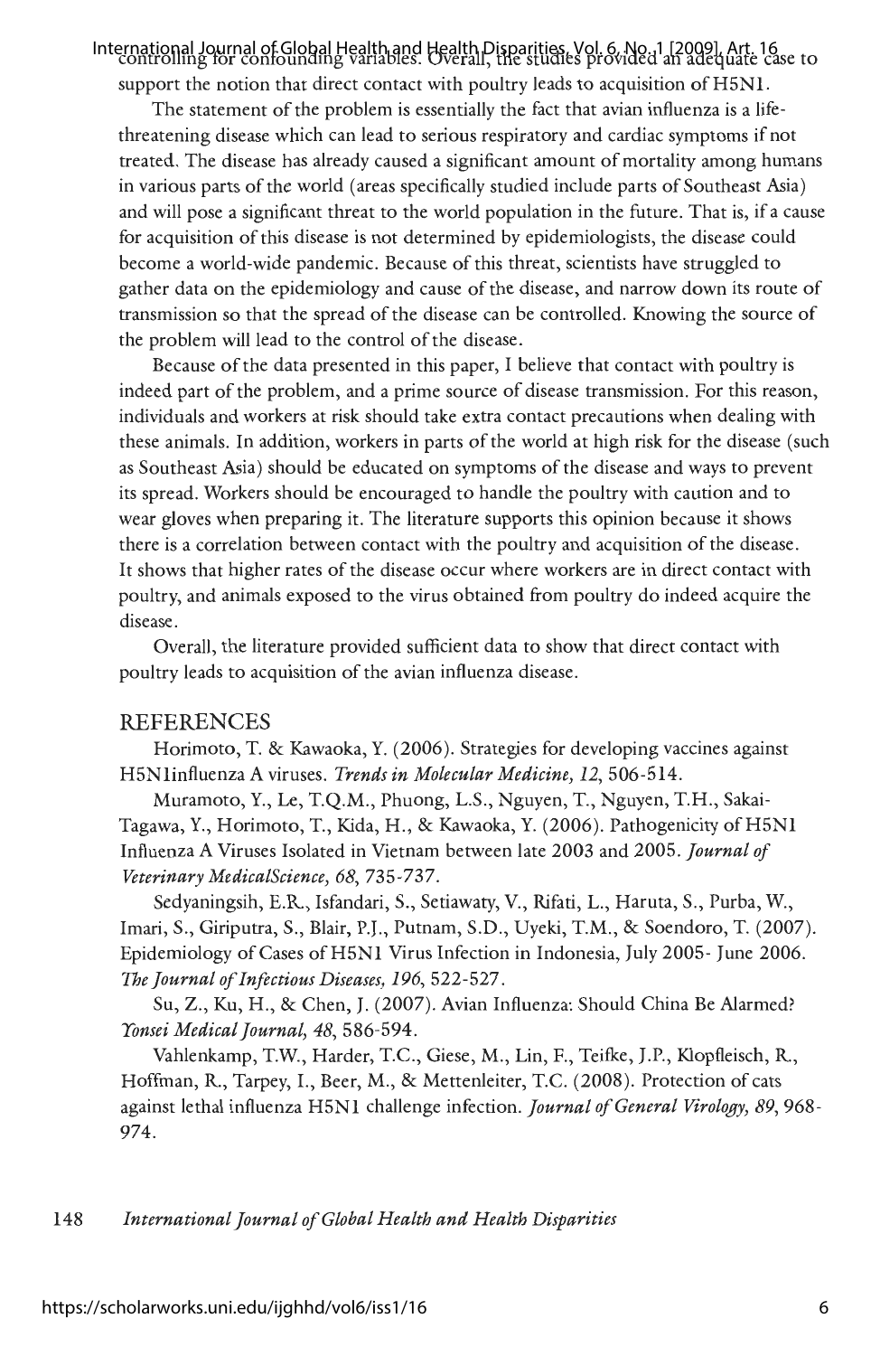controlling for confounding variables. Overall, the studies provided an adequate case to support the notion that direct contact with poultry leads to acquisition of H5N1.

The statement of the problem is essentially the fact that avian influenza is a life-threatening disease which can lead to serious respiratory and cardiac symptoms if not treated. The disease has already caused a significant amount of mortality among humans in various parts of the world (areas specifically studied include parts of Southeast Asia) and will pose a significant threat to the world population in the future. That is, if a cause for acquisition of this disease is not determined by epidemiologists, the disease could become a world-wide pandemic. Because of this threat, scientists have struggled to gather data on the epidemiology and cause of the disease, and narrow down its route of transmission so that the spread of the disease can be controlled. Knowing the source of the problem will lead to the control of the disease.

Because of the data presented in this paper, I believe that contact with poultry is indeed part of the problem, and a prime source of disease transmission. For this reason, individuals and workers at risk should take extra contact precautions when dealing with these animals. In addition, workers in parts of the world at high risk for the disease (such as Southeast Asia) should be educated on symptoms of the disease and ways to prevent its spread. Workers should be encouraged to handle the poultry with caution and to wear gloves when preparing it. The literature supports this opinion because it shows there is a correlation between contact with the poultry and acquisition of the disease. It shows that higher rates of the disease occur where workers are in direct contact with poultry, and animals exposed to the virus obtained from poultry do indeed acquire the disease.

Overall, the literature provided sufficient data to show that direct contact with poultry leads to acquisition of the avian influenza disease.

## REFERENCES

Horimoto, T. & Kawaoka, Y. (2006). Strategies for developing vaccines against H5N1influenza A viruses. *Trends in Molecular Medicine, 12*, 506-514.

Muramoto, Y., Le, T.Q.M., Phuong, L.S., Nguyen, T., Nguyen, T.H., Sakai-Tagawa, Y., Horimoto, T., Kida, H., & Kawaoka, Y. (2006). Pathogenicity of H5N1 Influenza A Viruses Isolated in Vietnam between late 2003 and 2005. *Journal of Veterinary MedicalScience, 68*, 735-737.

Sedyaningsih, E.R., Isfandari, S., Setiawaty, V., Rifati, L., Haruta, S., Purba, W., Imari, S., Giriputra, S., Blair, P.J., Putnam, S.D., Uyeki, T.M., & Soendoro, T. (2007). Epidemiology of Cases of H5N1 Virus Infection in Indonesia, July 2005- June 2006. *The Journal of Infectious Diseases, 196*, 522-527.

Su, Z., Ku, H., & Chen, J. (2007). Avian Influenza: Should China Be Alarmed? *Yonsei Medical Journal, 48*, 586-594.

Vahlenkamp, T.W., Harder, T.C., Giese, M., Lin, F., Teifke, J.P., Klopfleisch, R., Hoffman, R., Tarpey, I., Beer, M., & Mettenleiter, T.C. (2008). Protection of cats against lethal influenza H5N1 challenge infection. *Journal of General Virology, 89*, 968-974.